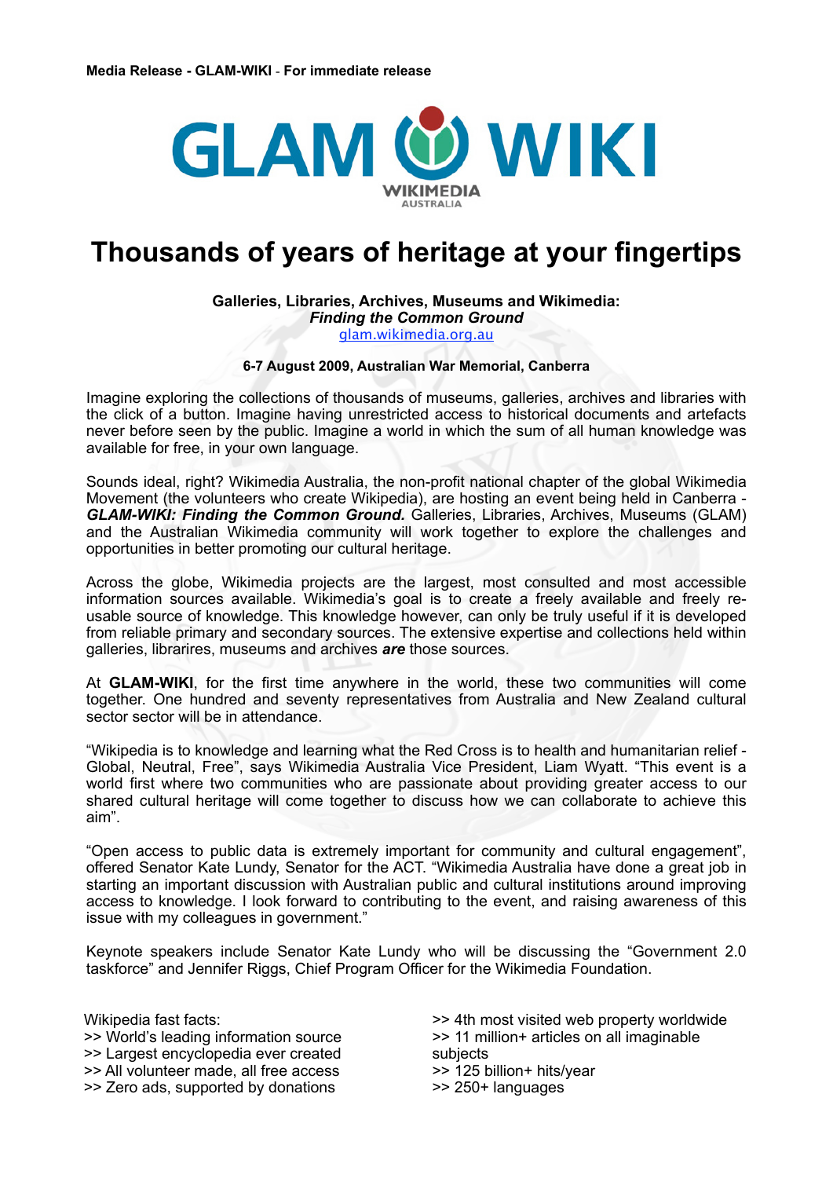**Media Release - GLAM-WIKI - For immediate release**

GLAM WIKI
WIKIMEDIA
AUSTRALIA

# Thousands of years of heritage at your fingertips

**Galleries, Libraries, Archives, Museums and Wikimedia:**
***Finding the Common Ground***
glam.wikimedia.org.au

**6-7 August 2009, Australian War Memorial, Canberra**

Imagine exploring the collections of thousands of museums, galleries, archives and libraries with the click of a button. Imagine having unrestricted access to historical documents and artefacts never before seen by the public. Imagine a world in which the sum of all human knowledge was available for free, in your own language.

Sounds ideal, right? Wikimedia Australia, the non-profit national chapter of the global Wikimedia Movement (the volunteers who create Wikipedia), are hosting an event being held in Canberra - ***GLAM-WIKI: Finding the Common Ground.*** Galleries, Libraries, Archives, Museums (GLAM) and the Australian Wikimedia community will work together to explore the challenges and opportunities in better promoting our cultural heritage.

Across the globe, Wikimedia projects are the largest, most consulted and most accessible information sources available. Wikimedia's goal is to create a freely available and freely re-usable source of knowledge. This knowledge however, can only be truly useful if it is developed from reliable primary and secondary sources. The extensive expertise and collections held within galleries, librarires, museums and archives ***are*** those sources.

At **GLAM-WIKI**, for the first time anywhere in the world, these two communities will come together. One hundred and seventy representatives from Australia and New Zealand cultural sector sector will be in attendance.

"Wikipedia is to knowledge and learning what the Red Cross is to health and humanitarian relief - Global, Neutral, Free", says Wikimedia Australia Vice President, Liam Wyatt. "This event is a world first where two communities who are passionate about providing greater access to our shared cultural heritage will come together to discuss how we can collaborate to achieve this aim".

"Open access to public data is extremely important for community and cultural engagement", offered Senator Kate Lundy, Senator for the ACT. "Wikimedia Australia have done a great job in starting an important discussion with Australian public and cultural institutions around improving access to knowledge. I look forward to contributing to the event, and raising awareness of this issue with my colleagues in government."

Keynote speakers include Senator Kate Lundy who will be discussing the "Government 2.0 taskforce" and Jennifer Riggs, Chief Program Officer for the Wikimedia Foundation.

Wikipedia fast facts:
>> World's leading information source
>> Largest encyclopedia ever created
>> All volunteer made, all free access
>> Zero ads, supported by donations
>> 4th most visited web property worldwide
>> 11 million+ articles on all imaginable subjects
>> 125 billion+ hits/year
>> 250+ languages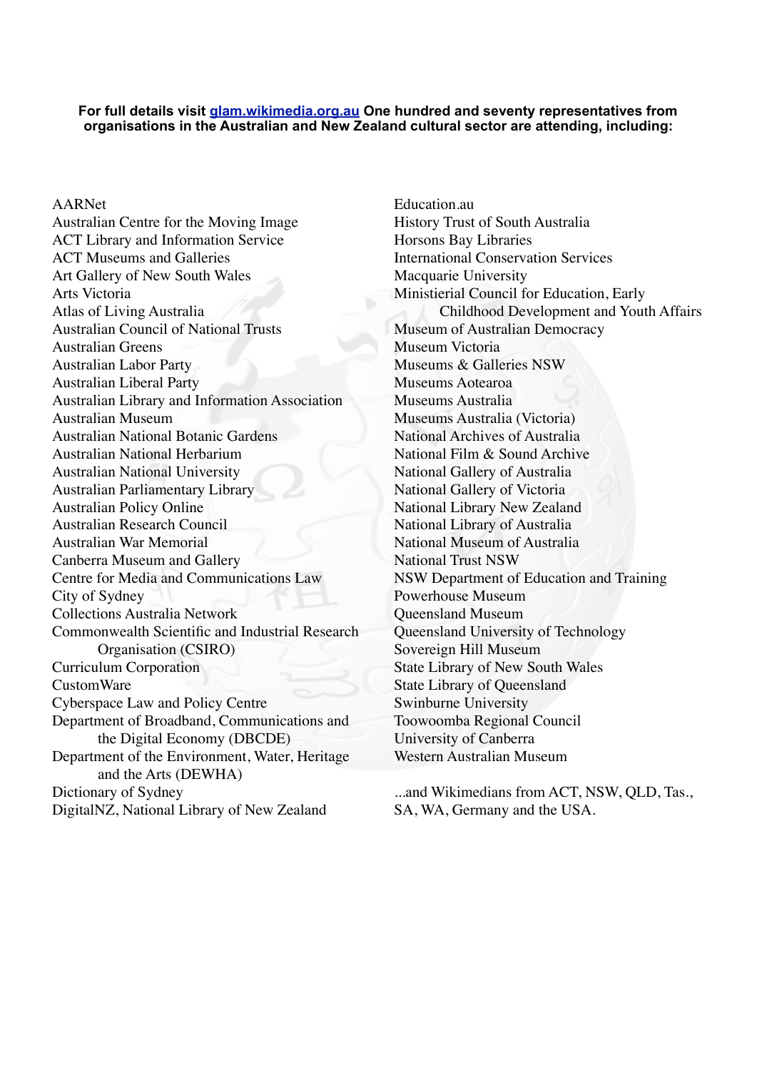**For full details visit [glam.wikimedia.org.au](http://glam.wikimedia.org.au) One hundred and seventy representatives from organisations in the Australian and New Zealand cultural sector are attending, including:**

AARNet
Australian Centre for the Moving Image
ACT Library and Information Service
ACT Museums and Galleries
Art Gallery of New South Wales
Arts Victoria
Atlas of Living Australia
Australian Council of National Trusts
Australian Greens
Australian Labor Party
Australian Liberal Party
Australian Library and Information Association
Australian Museum
Australian National Botanic Gardens
Australian National Herbarium
Australian National University
Australian Parliamentary Library
Australian Policy Online
Australian Research Council
Australian War Memorial
Canberra Museum and Gallery
Centre for Media and Communications Law
City of Sydney
Collections Australia Network
Commonwealth Scientific and Industrial Research Organisation (CSIRO)
Curriculum Corporation
CustomWare
Cyberspace Law and Policy Centre
Department of Broadband, Communications and the Digital Economy (DBCDE)
Department of the Environment, Water, Heritage and the Arts (DEWHA)
Dictionary of Sydney
DigitalNZ, National Library of New Zealand
Education.au
History Trust of South Australia
Horsons Bay Libraries
International Conservation Services
Macquarie University
Ministierial Council for Education, Early Childhood Development and Youth Affairs
Museum of Australian Democracy
Museum Victoria
Museums & Galleries NSW
Museums Aotearoa
Museums Australia
Museums Australia (Victoria)
National Archives of Australia
National Film & Sound Archive
National Gallery of Australia
National Gallery of Victoria
National Library New Zealand
National Library of Australia
National Museum of Australia
National Trust NSW
NSW Department of Education and Training
Powerhouse Museum
Queensland Museum
Queensland University of Technology
Sovereign Hill Museum
State Library of New South Wales
State Library of Queensland
Swinburne University
Toowoomba Regional Council
University of Canberra
Western Australian Museum

...and Wikimedians from ACT, NSW, QLD, Tas., SA, WA, Germany and the USA.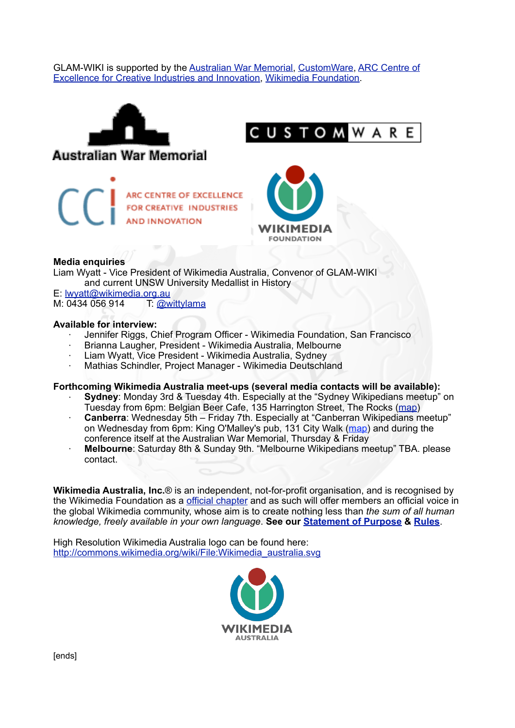GLAM-WIKI is supported by the Australian War Memorial, CustomWare, ARC Centre of Excellence for Creative Industries and Innovation, Wikimedia Foundation.

**Media enquiries**
Liam Wyatt - Vice President of Wikimedia Australia, Convenor of GLAM-WIKI and current UNSW University Medallist in History
E: lwyatt@wikimedia.org.au
M: 0434 056 914 T: @wittylama

**Available for interview:**

- Jennifer Riggs, Chief Program Officer - Wikimedia Foundation, San Francisco
- Brianna Laugher, President - Wikimedia Australia, Melbourne
- Liam Wyatt, Vice President - Wikimedia Australia, Sydney
- Mathias Schindler, Project Manager - Wikimedia Deutschland

**Forthcoming Wikimedia Australia meet-ups (several media contacts will be available):**

- **Sydney**: Monday 3rd & Tuesday 4th. Especially at the "Sydney Wikipedians meetup" on Tuesday from 6pm: Belgian Beer Cafe, 135 Harrington Street, The Rocks (map)
- **Canberra**: Wednesday 5th – Friday 7th. Especially at "Canberran Wikipedians meetup" on Wednesday from 6pm: King O'Malley's pub, 131 City Walk (map) and during the conference itself at the Australian War Memorial, Thursday & Friday
- **Melbourne**: Saturday 8th & Sunday 9th. "Melbourne Wikipedians meetup" TBA. please contact.

**Wikimedia Australia, Inc.**® is an independent, not-for-profit organisation, and is recognised by the Wikimedia Foundation as a official chapter and as such will offer members an official voice in the global Wikimedia community, whose aim is to create nothing less than *the sum of all human knowledge, freely available in your own language*. **See our Statement of Purpose & Rules**.

High Resolution Wikimedia Australia logo can be found here:
http://commons.wikimedia.org/wiki/File:Wikimedia_australia.svg

[ends]